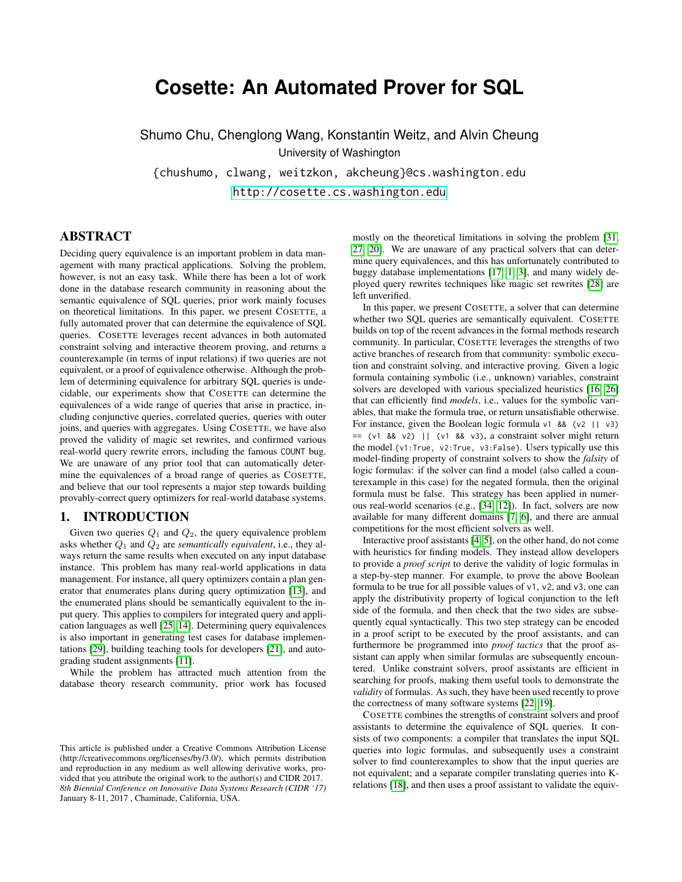# Cosette: An Automated Prover for SQL

Shumo Chu, Chenglong Wang, Konstantin Weitz, and Alvin Cheung

University of Washington

{chushumo, clwang, weitzkon, akcheung}@cs.washington.edu

http://cosette.cs.washington.edu

## ABSTRACT

Deciding query equivalence is an important problem in data management with many practical applications. Solving the problem, however, is not an easy task. While there has been a lot of work done in the database research community in reasoning about the semantic equivalence of SQL queries, prior work mainly focuses on theoretical limitations. In this paper, we present COSETTE, a fully automated prover that can determine the equivalence of SQL queries. COSETTE leverages recent advances in both automated constraint solving and interactive theorem proving, and returns a counterexample (in terms of input relations) if two queries are not equivalent, or a proof of equivalence otherwise. Although the problem of determining equivalence for arbitrary SQL queries is undecidable, our experiments show that COSETTE can determine the equivalences of a wide range of queries that arise in practice, including conjunctive queries, correlated queries, queries with outer joins, and queries with aggregates. Using COSETTE, we have also proved the validity of magic set rewrites, and confirmed various real-world query rewrite errors, including the famous `COUNT` bug. We are unaware of any prior tool that can automatically determine the equivalences of a broad range of queries as COSETTE, and believe that our tool represents a major step towards building provably-correct query optimizers for real-world database systems.

## 1. INTRODUCTION

Given two queries $Q_1$ and $Q_2$, the query equivalence problem asks whether $Q_1$ and $Q_2$ are *semantically equivalent*, i.e., they always return the same results when executed on any input database instance. This problem has many real-world applications in data management. For instance, all query optimizers contain a plan generator that enumerates plans during query optimization [13], and the enumerated plans should be semantically equivalent to the input query. This applies to compilers for integrated query and application languages as well [25, 14]. Determining query equivalences is also important in generating test cases for database implementations [29], building teaching tools for developers [21], and autograding student assignments [11].

While the problem has attracted much attention from the database theory research community, prior work has focused mostly on the theoretical limitations in solving the problem [31, 27, 20]. We are unaware of any practical solvers that can determine query equivalences, and this has unfortunately contributed to buggy database implementations [17, 1, 3], and many widely deployed query rewrites techniques like magic set rewrites [28] are left unverified.

In this paper, we present COSETTE, a solver that can determine whether two SQL queries are semantically equivalent. COSETTE builds on top of the recent advances in the formal methods research community. In particular, COSETTE leverages the strengths of two active branches of research from that community: symbolic execution and constraint solving, and interactive proving. Given a logic formula containing symbolic (i.e., unknown) variables, constraint solvers are developed with various specialized heuristics [16, 26] that can efficiently find *models*, i.e., values for the symbolic variables, that make the formula true, or return unsatisfiable otherwise. For instance, given the Boolean logic formula `v1 && (v2 || v3) == (v1 && v2) || (v1 && v3)`, a constraint solver might return the model `{v1:True, v2:True, v3:False}`. Users typically use this model-finding property of constraint solvers to show the *falsity* of logic formulas: if the solver can find a model (also called a counterexample in this case) for the negated formula, then the original formula must be false. This strategy has been applied in numerous real-world scenarios (e.g., [34, 12]). In fact, solvers are now available for many different domains [7, 6], and there are annual competitions for the most efficient solvers as well.

Interactive proof assistants [4, 5], on the other hand, do not come with heuristics for finding models. They instead allow developers to provide a *proof script* to derive the validity of logic formulas in a step-by-step manner. For example, to prove the above Boolean formula to be true for all possible values of `v1`, `v2`, and `v3`, one can apply the distributivity property of logical conjunction to the left side of the formula, and then check that the two sides are subsequently equal syntactically. This two step strategy can be encoded in a proof script to be executed by the proof assistants, and can furthermore be programmed into *proof tactics* that the proof assistant can apply when similar formulas are subsequently encountered. Unlike constraint solvers, proof assistants are efficient in searching for proofs, making them useful tools to demonstrate the *validity* of formulas. As such, they have been used recently to prove the correctness of many software systems [22, 19].

COSETTE combines the strengths of constraint solvers and proof assistants to determine the equivalence of SQL queries. It consists of two components: a compiler that translates the input SQL queries into logic formulas, and subsequently uses a constraint solver to find counterexamples to show that the input queries are not equivalent; and a separate compiler translating queries into K-relations [18], and then uses a proof assistant to validate the equiv-

This article is published under a Creative Commons Attribution License (http://creativecommons.org/licenses/by/3.0/), which permits distribution and reproduction in any medium as well allowing derivative works, provided that you attribute the original work to the author(s) and CIDR 2017. *8th Biennial Conference on Innovative Data Systems Research (CIDR '17)* January 8-11, 2017 , Chaminade, California, USA.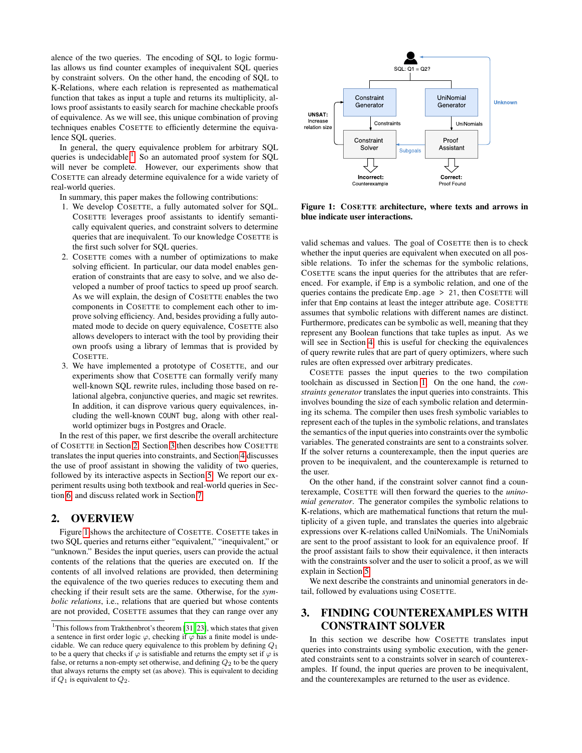alence of the two queries. The encoding of SQL to logic formulas allows us find counter examples of inequivalent SQL queries by constraint solvers. On the other hand, the encoding of SQL to K-Relations, where each relation is represented as mathematical function that takes as input a tuple and returns its multiplicity, allows proof assistants to easily search for machine checkable proofs of equivalence. As we will see, this unique combination of proving techniques enables COSETTE to efficiently determine the equivalence SQL queries.

In general, the query equivalence problem for arbitrary SQL queries is undecidable.[1] So an automated proof system for SQL will never be complete. However, our experiments show that COSETTE can already determine equivalence for a wide variety of real-world queries.

In summary, this paper makes the following contributions:

1. We develop COSETTE, a fully automated solver for SQL. COSETTE leverages proof assistants to identify semantically equivalent queries, and constraint solvers to determine queries that are inequivalent. To our knowledge COSETTE is the first such solver for SQL queries.
2. COSETTE comes with a number of optimizations to make solving efficient. In particular, our data model enables generation of constraints that are easy to solve, and we also developed a number of proof tactics to speed up proof search. As we will explain, the design of COSETTE enables the two components in COSETTE to complement each other to improve solving efficiency. And, besides providing a fully automated mode to decide on query equivalence, COSETTE also allows developers to interact with the tool by providing their own proofs using a library of lemmas that is provided by COSETTE.
3. We have implemented a prototype of COSETTE, and our experiments show that COSETTE can formally verify many well-known SQL rewrite rules, including those based on relational algebra, conjunctive queries, and magic set rewrites. In addition, it can disprove various query equivalences, including the well-known `COUNT` bug, along with other real-world optimizer bugs in Postgres and Oracle.

In the rest of this paper, we first describe the overall architecture of COSETTE in Section 2. Section 3 then describes how COSETTE translates the input queries into constraints, and Section 4 discusses the use of proof assistant in showing the validity of two queries, followed by its interactive aspects in Section 5. We report our experiment results using both textbook and real-world queries in Section 6, and discuss related work in Section 7.

## 2. OVERVIEW

Figure 1 shows the architecture of COSETTE. COSETTE takes in two SQL queries and returns either "equivalent," "inequivalent," or "unknown." Besides the input queries, users can provide the actual contents of the relations that the queries are executed on. If the contents of all involved relations are provided, then determining the equivalence of the two queries reduces to executing them and checking if their result sets are the same. Otherwise, for the *symbolic relations*, i.e., relations that are queried but whose contents are not provided, COSETTE assumes that they can range over any valid schemas and values. The goal of COSETTE then is to check whether the input queries are equivalent when executed on all possible relations. To infer the schemas for the symbolic relations, COSETTE scans the input queries for the attributes that are referenced. For example, if `Emp` is a symbolic relation, and one of the queries contains the predicate `Emp.age > 21`, then COSETTE will infer that `Emp` contains at least the integer attribute `age`. COSETTE assumes that symbolic relations with different names are distinct. Furthermore, predicates can be symbolic as well, meaning that they represent any Boolean functions that take tuples as input. As we will see in Section 4, this is useful for checking the equivalences of query rewrite rules that are part of query optimizers, where such rules are often expressed over arbitrary predicates.

[1] This follows from Trakthenbrot's theorem [31, 23], which states that given a sentence in first order logic $\varphi$, checking if $\varphi$ has a finite model is undecidable. We can reduce query equivalence to this problem by defining $Q_1$ to be a query that checks if $\varphi$ is satisfiable and returns the empty set if $\varphi$ is false, or returns a non-empty set otherwise, and defining $Q_2$ to be the query that always returns the empty set (as above). This is equivalent to deciding if $Q_1$ is equivalent to $Q_2$.

**Figure 1: COSETTE architecture, where texts and arrows in blue indicate user interactions.**

COSETTE passes the input queries to the two compilation toolchain as discussed in Section 1. On the one hand, the *constraints generator* translates the input queries into constraints. This involves bounding the size of each symbolic relation and determining its schema. The compiler then uses fresh symbolic variables to represent each of the tuples in the symbolic relations, and translates the semantics of the input queries into constraints over the symbolic variables. The generated constraints are sent to a constraints solver. If the solver returns a counterexample, then the input queries are proven to be inequivalent, and the counterexample is returned to the user.

On the other hand, if the constraint solver cannot find a counterexample, COSETTE will then forward the queries to the *uninomial generator*. The generator compiles the symbolic relations to K-relations, which are mathematical functions that return the multiplicity of a given tuple, and translates the queries into algebraic expressions over K-relations called UniNomials. The UniNomials are sent to the proof assistant to look for an equivalence proof. If the proof assistant fails to show their equivalence, it then interacts with the constraints solver and the user to solicit a proof, as we will explain in Section 5.

We next describe the constraints and uninomial generators in detail, followed by evaluations using COSETTE.

## 3. FINDING COUNTEREXAMPLES WITH CONSTRAINT SOLVER

In this section we describe how COSETTE translates input queries into constraints using symbolic execution, with the generated constraints sent to a constraints solver in search of counterexamples. If found, the input queries are proven to be inequivalent, and the counterexamples are returned to the user as evidence.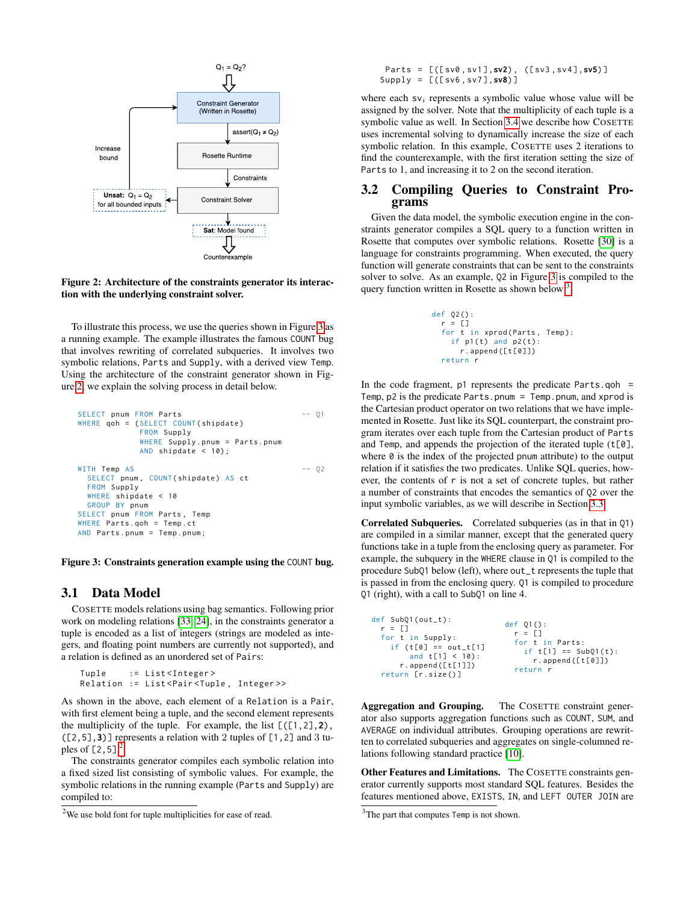Figure 2: Architecture of the constraints generator its interaction with the underlying constraint solver.

To illustrate this process, we use the queries shown in Figure 3 as a running example. The example illustrates the famous COUNT bug that involves rewriting of correlated subqueries. It involves two symbolic relations, Parts and Supply, with a derived view Temp. Using the architecture of the constraint generator shown in Figure 2, we explain the solving process in detail below.

```
SELECT pnum FROM Parts                               -- Q1
WHERE qoh = (SELECT COUNT(shipdate)
             FROM Supply
             WHERE Supply.pnum = Parts.pnum
             AND shipdate < 10);

WITH Temp AS                                         -- Q2
  SELECT pnum, COUNT(shipdate) AS ct
  FROM Supply
  WHERE shipdate < 10
  GROUP BY pnum
SELECT pnum FROM Parts, Temp
WHERE Parts.qoh = Temp.ct
AND Parts.pnum = Temp.pnum;
```

Figure 3: Constraints generation example using the COUNT bug.

## 3.1 Data Model

COSETTE models relations using bag semantics. Following prior work on modeling relations [33, 24], in the constraints generator a tuple is encoded as a list of integers (strings are modeled as integers, and floating point numbers are currently not supported), and a relation is defined as an unordered set of Pairs:

```
Tuple    := List<Integer>
Relation := List<Pair<Tuple, Integer>>
```

As shown in the above, each element of a Relation is a Pair, with first element being a tuple, and the second element represents the multiplicity of the tuple. For example, the list [([1,2],**2**), ([2,5],**3**)] represents a relation with 2 tuples of [1,2] and 3 tuples of [2,5].[2]

The constraints generator compiles each symbolic relation into a fixed sized list consisting of symbolic values. For example, the symbolic relations in the running example (Parts and Supply) are compiled to:

[2] We use bold font for tuple multiplicities for ease of read.

```
Parts  = [([sv0,sv1],sv2), ([sv3,sv4],sv5)]
Supply = [([sv6,sv7],sv8)]
```

where each $\texttt{sv}_i$ represents a symbolic value whose value will be assigned by the solver. Note that the multiplicity of each tuple is a symbolic value as well. In Section 3.4 we describe how COSETTE uses incremental solving to dynamically increase the size of each symbolic relation. In this example, COSETTE uses 2 iterations to find the counterexample, with the first iteration setting the size of Parts to 1, and increasing it to 2 on the second iteration.

## 3.2 Compiling Queries to Constraint Programs

Given the data model, the symbolic execution engine in the constraints generator compiles a SQL query to a function written in Rosette that computes over symbolic relations. Rosette [30] is a language for constraints programming. When executed, the query function will generate constraints that can be sent to the constraints solver to solve. As an example, Q2 in Figure 3 is compiled to the query function written in Rosette as shown below.[3]

```
def Q2():
  r = []
  for t in xprod(Parts, Temp):
    if p1(t) and p2(t):
      r.append([t[0]])
  return r
```

In the code fragment, p1 represents the predicate Parts.qoh = Temp, p2 is the predicate Parts.pnum = Temp.pnum, and xprod is the Cartesian product operator on two relations that we have implemented in Rosette. Just like its SQL counterpart, the constraint program iterates over each tuple from the Cartesian product of Parts and Temp, and appends the projection of the iterated tuple (t[0], where 0 is the index of the projected pnum attribute) to the output relation if it satisfies the two predicates. Unlike SQL queries, however, the contents of r is not a set of concrete tuples, but rather a number of constraints that encodes the semantics of Q2 over the input symbolic variables, as we will describe in Section 3.3.

**Correlated Subqueries.** Correlated subqueries (as in that in Q1) are compiled in a similar manner, except that the generated query functions take in a tuple from the enclosing query as parameter. For example, the subquery in the WHERE clause in Q1 is compiled to the procedure SubQ1 below (left), where out_t represents the tuple that is passed in from the enclosing query. Q1 is compiled to procedure Q1 (right), with a call to SubQ1 on line 4.

```
def SubQ1(out_t):
  r = []
  for t in Supply:
    if (t[0] == out_t[1]
        and t[1] < 10):
      r.append([t[1]])
  return [r.size()]
```

```
def Q1():
  r = []
  for t in Parts:
    if t[1] == SubQ1(t):
      r.append([t[0]])
  return r
```

**Aggregation and Grouping.** The COSETTE constraint generator also supports aggregation functions such as COUNT, SUM, and AVERAGE on individual attributes. Grouping operations are rewritten to correlated subqueries and aggregates on single-columned relations following standard practice [10].

**Other Features and Limitations.** The COSETTE constraints generator currently supports most standard SQL features. Besides the features mentioned above, EXISTS, IN, and LEFT OUTER JOIN are

[3] The part that computes Temp is not shown.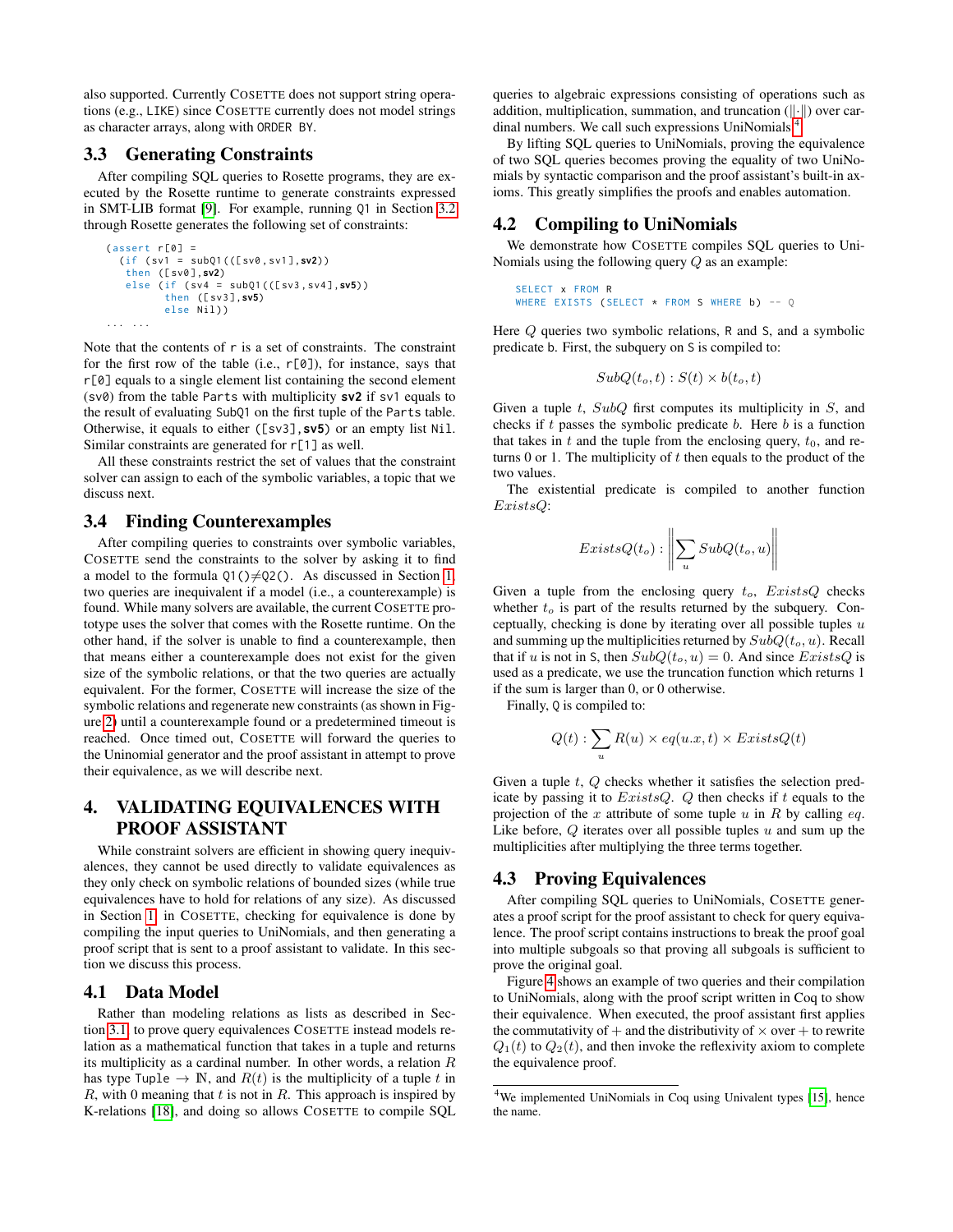also supported. Currently COSETTE does not support string operations (e.g., LIKE) since COSETTE currently does not model strings as character arrays, along with ORDER BY.

## 3.3 Generating Constraints

After compiling SQL queries to Rosette programs, they are executed by the Rosette runtime to generate constraints expressed in SMT-LIB format [9]. For example, running Q1 in Section 3.2 through Rosette generates the following set of constraints:

```
(assert r[0] =
  (if (sv1 = subQ1(([sv0,sv1],sv2))
   then ([sv0],sv2)
   else (if (sv4 = subQ1(([sv3,sv4],sv5))
         then ([sv3],sv5)
         else Nil))
... ...
```

Note that the contents of r is a set of constraints. The constraint for the first row of the table (i.e., r[0]), for instance, says that r[0] equals to a single element list containing the second element (sv0) from the table Parts with multiplicity **sv2** if sv1 equals to the result of evaluating SubQ1 on the first tuple of the Parts table. Otherwise, it equals to either ([sv3],**sv5**) or an empty list Nil. Similar constraints are generated for r[1] as well.

All these constraints restrict the set of values that the constraint solver can assign to each of the symbolic variables, a topic that we discuss next.

## 3.4 Finding Counterexamples

After compiling queries to constraints over symbolic variables, COSETTE send the constraints to the solver by asking it to find a model to the formula Q1()≠Q2(). As discussed in Section 1, two queries are inequivalent if a model (i.e., a counterexample) is found. While many solvers are available, the current COSETTE prototype uses the solver that comes with the Rosette runtime. On the other hand, if the solver is unable to find a counterexample, then that means either a counterexample does not exist for the given size of the symbolic relations, or that the two queries are actually equivalent. For the former, COSETTE will increase the size of the symbolic relations and regenerate new constraints (as shown in Figure 2) until a counterexample found or a predetermined timeout is reached. Once timed out, COSETTE will forward the queries to the Uninomial generator and the proof assistant in attempt to prove their equivalence, as we will describe next.

# 4. VALIDATING EQUIVALENCES WITH PROOF ASSISTANT

While constraint solvers are efficient in showing query inequivalences, they cannot be used directly to validate equivalences as they only check on symbolic relations of bounded sizes (while true equivalences have to hold for relations of any size). As discussed in Section 1, in COSETTE, checking for equivalence is done by compiling the input queries to UniNomials, and then generating a proof script that is sent to a proof assistant to validate. In this section we discuss this process.

## 4.1 Data Model

Rather than modeling relations as lists as described in Section 3.1, to prove query equivalences COSETTE instead models relation as a mathematical function that takes in a tuple and returns its multiplicity as a cardinal number. In other words, a relation $R$ has type Tuple $\rightarrow \mathbb{N}$, and $R(t)$ is the multiplicity of a tuple $t$ in $R$, with 0 meaning that $t$ is not in $R$. This approach is inspired by K-relations [18], and doing so allows COSETTE to compile SQL queries to algebraic expressions consisting of operations such as addition, multiplication, summation, and truncation ($\|\cdot\|$) over cardinal numbers. We call such expressions UniNomials[4].

By lifting SQL queries to UniNomials, proving the equivalence of two SQL queries becomes proving the equality of two UniNomials by syntactic comparison and the proof assistant's built-in axioms. This greatly simplifies the proofs and enables automation.

## 4.2 Compiling to UniNomials

We demonstrate how COSETTE compiles SQL queries to UniNomials using the following query $Q$ as an example:

```
SELECT x FROM R
WHERE EXISTS (SELECT * FROM S WHERE b) -- Q
```

Here $Q$ queries two symbolic relations, R and S, and a symbolic predicate b. First, the subquery on S is compiled to:

$$SubQ(t_o, t) : S(t) \times b(t_o, t)$$

Given a tuple $t$, $SubQ$ first computes its multiplicity in $S$, and checks if $t$ passes the symbolic predicate $b$. Here $b$ is a function that takes in $t$ and the tuple from the enclosing query, $t_0$, and returns 0 or 1. The multiplicity of $t$ then equals to the product of the two values.

The existential predicate is compiled to another function $ExistsQ$:

$$ExistsQ(t_o) : \left\| \sum_u SubQ(t_o, u) \right\|$$

Given a tuple from the enclosing query $t_o$, $ExistsQ$ checks whether $t_o$ is part of the results returned by the subquery. Conceptually, checking is done by iterating over all possible tuples $u$ and summing up the multiplicities returned by $SubQ(t_o, u)$. Recall that if $u$ is not in S, then $SubQ(t_o, u) = 0$. And since $ExistsQ$ is used as a predicate, we use the truncation function which returns 1 if the sum is larger than 0, or 0 otherwise.

Finally, Q is compiled to:

$$Q(t) : \sum_u R(u) \times eq(u.x, t) \times ExistsQ(t)$$

Given a tuple $t$, $Q$ checks whether it satisfies the selection predicate by passing it to $ExistsQ$. $Q$ then checks if $t$ equals to the projection of the $x$ attribute of some tuple $u$ in $R$ by calling $eq$. Like before, $Q$ iterates over all possible tuples $u$ and sum up the multiplicities after multiplying the three terms together.

## 4.3 Proving Equivalences

After compiling SQL queries to UniNomials, COSETTE generates a proof script for the proof assistant to check for query equivalence. The proof script contains instructions to break the proof goal into multiple subgoals so that proving all subgoals is sufficient to prove the original goal.

Figure 4 shows an example of two queries and their compilation to UniNomials, along with the proof script written in Coq to show their equivalence. When executed, the proof assistant first applies the commutativity of $+$ and the distributivity of $\times$ over $+$ to rewrite $Q_1(t)$ to $Q_2(t)$, and then invoke the reflexivity axiom to complete the equivalence proof.

---

[4] We implemented UniNomials in Coq using Univalent types [15], hence the name.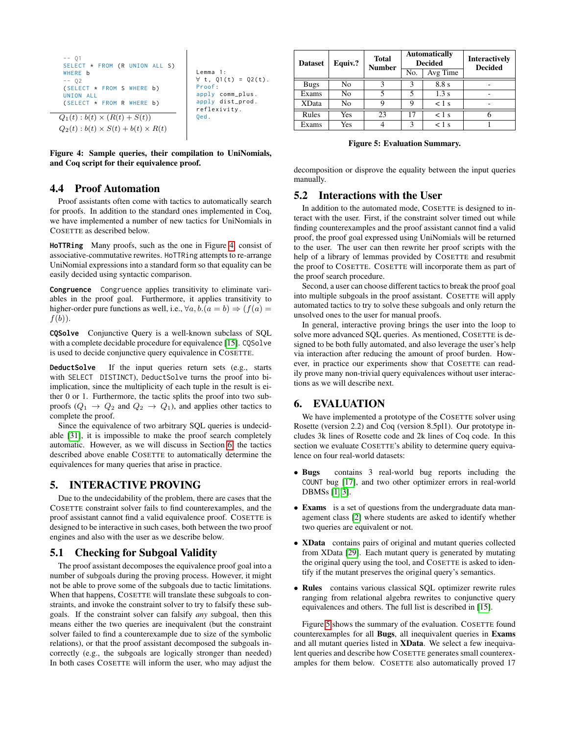```
-- Q1
SELECT * FROM (R UNION ALL S)
WHERE b
-- Q2
(SELECT * FROM S WHERE b)
UNION ALL
(SELECT * FROM R WHERE b)
```

$Q_1(t) : b(t) \times (R(t) + S(t))$

$Q_2(t) : b(t) \times S(t) + b(t) \times R(t)$

```
Lemma 1:
∀ t, Q1(t) = Q2(t).
Proof:
apply comm_plus.
apply dist_prod.
reflexivity.
Qed.
```

**Figure 4: Sample queries, their compilation to UniNomials, and Coq script for their equivalence proof.**

## 4.4 Proof Automation

Proof assistants often come with tactics to automatically search for proofs. In addition to the standard ones implemented in Coq, we have implemented a number of new tactics for UniNomials in COSETTE as described below.

**HoTTRing** Many proofs, such as the one in Figure 4, consist of associative-commutative rewrites. HoTTRing attempts to re-arrange UniNomial expressions into a standard form so that equality can be easily decided using syntactic comparison.

**Congruence** Congruence applies transitivity to eliminate variables in the proof goal. Furthermore, it applies transitivity to higher-order pure functions as well, i.e., $\forall a, b.(a = b) \Rightarrow (f(a) = f(b))$.

**CQSolve** Conjunctive Query is a well-known subclass of SQL with a complete decidable procedure for equivalence [15]. CQSolve is used to decide conjunctive query equivalence in COSETTE.

**DeductSolve** If the input queries return sets (e.g., starts with SELECT DISTINCT), DeductSolve turns the proof into bi-implication, since the multiplicity of each tuple in the result is either 0 or 1. Furthermore, the tactic splits the proof into two subproofs ($Q_1 \rightarrow Q_2$ and $Q_2 \rightarrow Q_1$), and applies other tactics to complete the proof.

Since the equivalence of two arbitrary SQL queries is undecidable [31], it is impossible to make the proof search completely automatic. However, as we will discuss in Section 6, the tactics described above enable COSETTE to automatically determine the equivalences for many queries that arise in practice.

# 5. INTERACTIVE PROVING

Due to the undecidability of the problem, there are cases that the COSETTE constraint solver fails to find counterexamples, and the proof assistant cannot find a valid equivalence proof. COSETTE is designed to be interactive in such cases, both between the two proof engines and also with the user as we describe below.

## 5.1 Checking for Subgoal Validity

The proof assistant decomposes the equivalence proof goal into a number of subgoals during the proving process. However, it might not be able to prove some of the subgoals due to tactic limitations. When that happens, COSETTE will translate these subgoals to constraints, and invoke the constraint solver to try to falsify these subgoals. If the constraint solver can falsify *any* subgoal, then this means either the two queries are inequivalent (but the constraint solver failed to find a counterexample due to size of the symbolic relations), or that the proof assistant decomposed the subgoals incorrectly (e.g., the subgoals are logically stronger than needed) In both cases COSETTE will inform the user, who may adjust the decomposition or disprove the equality between the input queries manually.

## 5.2 Interactions with the User

In addition to the automated mode, COSETTE is designed to interact with the user. First, if the constraint solver timed out while finding counterexamples and the proof assistant cannot find a valid proof, the proof goal expressed using UniNomials will be returned to the user. The user can then rewrite her proof scripts with the help of a library of lemmas provided by COSETTE and resubmit the proof to COSETTE. COSETTE will incorporate them as part of the proof search procedure.

Second, a user can choose different tactics to break the proof goal into multiple subgoals in the proof assistant. COSETTE will apply automated tactics to try to solve these subgoals and only return the unsolved ones to the user for manual proofs.

In general, interactive proving brings the user into the loop to solve more advanced SQL queries. As mentioned, COSETTE is designed to be both fully automated, and also leverage the user's help via interaction after reducing the amount of proof burden. However, in practice our experiments show that COSETTE can readily prove many non-trivial query equivalences without user interactions as we will describe next.

| Dataset | Equiv.? | Total Number | Automatically Decided | | Interactively Decided |
|---|---|---|---|---|---|
| | | | No. | Avg Time | |
| Bugs | No | 3 | 3 | 8.8 s | - |
| Exams | No | 5 | 5 | 1.3 s | - |
| XData | No | 9 | 9 | < 1 s | - |
| Rules | Yes | 23 | 17 | < 1 s | 6 |
| Exams | Yes | 4 | 3 | < 1 s | 1 |

**Figure 5: Evaluation Summary.**

# 6. EVALUATION

We have implemented a prototype of the COSETTE solver using Rosette (version 2.2) and Coq (version 8.5pl1). Our prototype includes 3k lines of Rosette code and 2k lines of Coq code. In this section we evaluate COSETTE's ability to determine query equivalence on four real-world datasets:

- **Bugs** contains 3 real-world bug reports including the COUNT bug [17], and two other optimizer errors in real-world DBMSs [1, 3].
- **Exams** is a set of questions from the undergraduate data management class [2] where students are asked to identify whether two queries are equivalent or not.
- **XData** contains pairs of original and mutant queries collected from XData [29]. Each mutant query is generated by mutating the original query using the tool, and COSETTE is asked to identify if the mutant preserves the original query's semantics.
- **Rules** contains various classical SQL optimizer rewrite rules ranging from relational algebra rewrites to conjunctive query equivalences and others. The full list is described in [15].

Figure 5 shows the summary of the evaluation. COSETTE found counterexamples for all **Bugs**, all inequivalent queries in **Exams** and all mutant queries listed in **XData**. We select a few inequivalent queries and describe how COSETTE generates small counterexamples for them below. COSETTE also automatically proved 17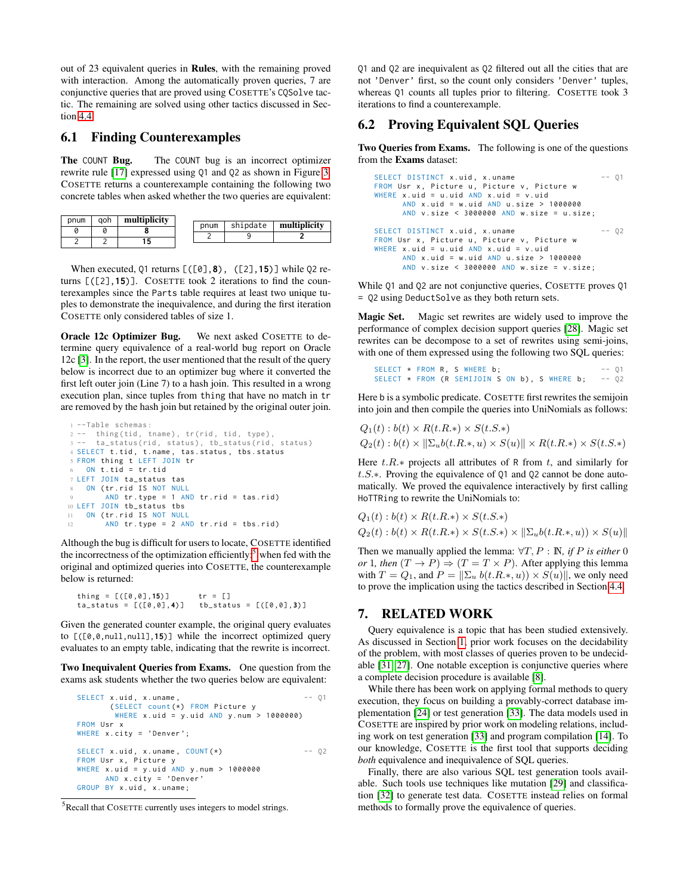out of 23 equivalent queries in **Rules**, with the remaining proved with interaction. Among the automatically proven queries, 7 are conjunctive queries that are proved using COSETTE's CQSolve tactic. The remaining are solved using other tactics discussed in Section 4.4.

## 6.1 Finding Counterexamples

**The** COUNT **Bug.** The COUNT bug is an incorrect optimizer rewrite rule [17] expressed using Q1 and Q2 as shown in Figure 3. COSETTE returns a counterexample containing the following two concrete tables when asked whether the two queries are equivalent:

| pnum | qoh | **multiplicity** |
|---|---|---|
| 0 | 0 | **8** |
| 2 | 2 | **15** |

| pnum | shipdate | **multiplicity** |
|---|---|---|
| 2 | 9 | **2** |

When executed, Q1 returns [([0],**8**), ([2],**15**)] while Q2 returns [([2],**15**)]. COSETTE took 2 iterations to find the counterexamples since the Parts table requires at least two unique tuples to demonstrate the inequivalence, and during the first iteration COSETTE only considered tables of size 1.

**Oracle 12c Optimizer Bug.** We next asked COSETTE to determine query equivalence of a real-world bug report on Oracle 12c [3]. In the report, the user mentioned that the result of the query below is incorrect due to an optimizer bug where it converted the first left outer join (Line 7) to a hash join. This resulted in a wrong execution plan, since tuples from thing that have no match in tr are removed by the hash join but retained by the original outer join.

```
1  --Table schemas:
2  --   thing(tid, tname), tr(rid, tid, type),
3  --   ta_status(rid, status), tb_status(rid, status)
4  SELECT t.tid, t.name, tas.status, tbs.status
5  FROM thing t LEFT JOIN tr
6    ON t.tid = tr.tid
7  LEFT JOIN ta_status tas
8    ON (tr.rid IS NOT NULL
9        AND tr.type = 1 AND tr.rid = tas.rid)
10 LEFT JOIN tb_status tbs
11   ON (tr.rid IS NOT NULL
12       AND tr.type = 2 AND tr.rid = tbs.rid)
```

Although the bug is difficult for users to locate, COSETTE identified the incorrectness of the optimization efficiently:[5] when fed with the original and optimized queries into COSETTE, the counterexample below is returned:

```
thing = [([0,0],15)]      tr = []
ta_status = [([0,0],4)]   tb_status = [([0,0],3)]
```

Given the generated counter example, the original query evaluates to [([0,0,null,null],**15**)] while the incorrect optimized query evaluates to an empty table, indicating that the rewrite is incorrect.

**Two Inequivalent Queries from Exams.** One question from the exams ask students whether the two queries below are equivalent:

```
SELECT x.uid, x.uname,                               -- Q1
       (SELECT count(*) FROM Picture y
        WHERE x.uid = y.uid AND y.num > 1000000)
FROM Usr x
WHERE x.city = 'Denver';

SELECT x.uid, x.uname, COUNT(*)                      -- Q2
FROM Usr x, Picture y
WHERE x.uid = y.uid AND y.num > 1000000
      AND x.city = 'Denver'
GROUP BY x.uid, x.uname;
```

[5] Recall that COSETTE currently uses integers to model strings.

Q1 and Q2 are inequivalent as Q2 filtered out all the cities that are not 'Denver' first, so the count only considers 'Denver' tuples, whereas Q1 counts all tuples prior to filtering. COSETTE took 3 iterations to find a counterexample.

## 6.2 Proving Equivalent SQL Queries

**Two Queries from Exams.** The following is one of the questions from the **Exams** dataset:

```
SELECT DISTINCT x.uid, x.uname                       -- Q1
FROM Usr x, Picture u, Picture v, Picture w
WHERE x.uid = u.uid AND x.uid = v.uid
      AND x.uid = w.uid AND u.size > 1000000
      AND v.size < 3000000 AND w.size = u.size;

SELECT DISTINCT x.uid, x.uname                       -- Q2
FROM Usr x, Picture u, Picture w
WHERE x.uid = u.uid AND x.uid = v.uid
      AND x.uid = w.uid AND u.size > 1000000
      AND v.size < 3000000 AND w.size = v.size;
```

While Q1 and Q2 are not conjunctive queries, COSETTE proves Q1 = Q2 using DeductSolve as they both return sets.

**Magic Set.** Magic set rewrites are widely used to improve the performance of complex decision support queries [28]. Magic set rewrites can be decompose to a set of rewrites using semi-joins, with one of them expressed using the following two SQL queries:

```
SELECT * FROM R, S WHERE b;                    -- Q1
SELECT * FROM (R SEMIJOIN S ON b), S WHERE b;  -- Q2
```

Here b is a symbolic predicate. COSETTE first rewrites the semijoin into join and then compile the queries into UniNomials as follows:

$Q_1(t) : b(t) \times R(t.R.*) \times S(t.S.*)$

$Q_2(t) : b(t) \times \|\Sigma_u b(t.R.*, u) \times S(u)\| \times R(t.R.*) \times S(t.S.*)$

Here $t.R.*$ projects all attributes of R from $t$, and similarly for $t.S.*$. Proving the equivalence of Q1 and Q2 cannot be done automatically. We proved the equivalence interactively by first calling HoTTRing to rewrite the UniNomials to:

$Q_1(t) : b(t) \times R(t.R.*) \times S(t.S.*)$

$Q_2(t) : b(t) \times R(t.R.*) \times S(t.S.*) \times \|\Sigma_u b(t.R.*, u)) \times S(u)\|$

Then we manually applied the lemma: $\forall T, P : \mathbb{N}$, *if $P$ is either* 0 *or* 1*, then* $(T \rightarrow P) \Rightarrow (T = T \times P)$. After applying this lemma with $T = Q_1$, and $P = \|\Sigma_u\, b(t.R.*, u)) \times S(u)\|$, we only need to prove the implication using the tactics described in Section 4.4.

# 7. RELATED WORK

Query equivalence is a topic that has been studied extensively. As discussed in Section 1, prior work focuses on the decidability of the problem, with most classes of queries proven to be undecidable [31, 27]. One notable exception is conjunctive queries where a complete decision procedure is available [8].

While there has been work on applying formal methods to query execution, they focus on building a provably-correct database implementation [24] or test generation [33]. The data models used in COSETTE are inspired by prior work on modeling relations, including work on test generation [33] and program compilation [14]. To our knowledge, COSETTE is the first tool that supports deciding *both* equivalence and inequivalence of SQL queries.

Finally, there are also various SQL test generation tools available. Such tools use techniques like mutation [29] and classification [32] to generate test data. COSETTE instead relies on formal methods to formally prove the equivalence of queries.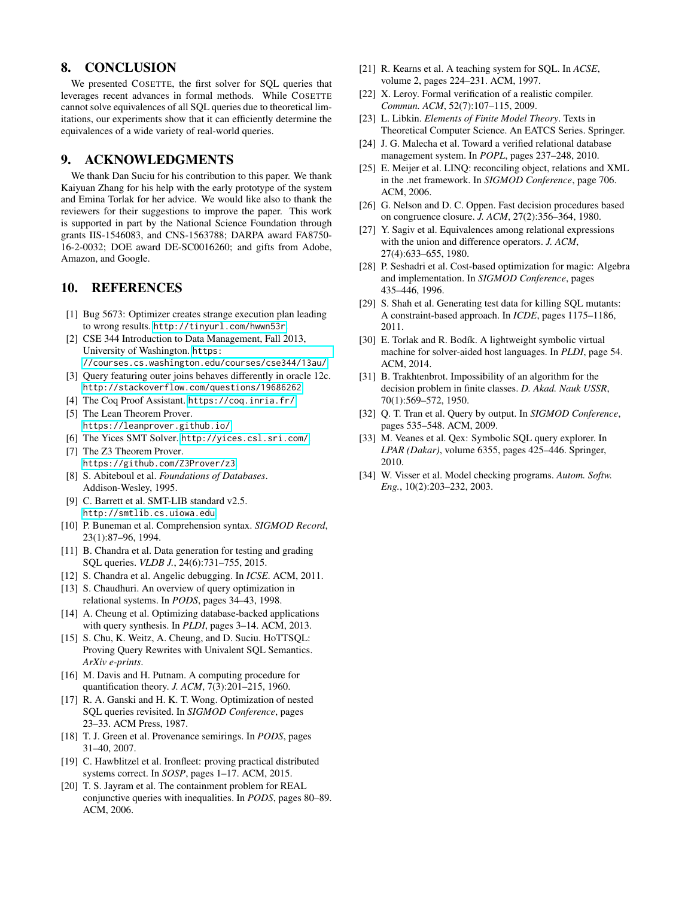## 8. CONCLUSION

We presented COSETTE, the first solver for SQL queries that leverages recent advances in formal methods. While COSETTE cannot solve equivalences of all SQL queries due to theoretical limitations, our experiments show that it can efficiently determine the equivalences of a wide variety of real-world queries.

## 9. ACKNOWLEDGMENTS

We thank Dan Suciu for his contribution to this paper. We thank Kaiyuan Zhang for his help with the early prototype of the system and Emina Torlak for her advice. We would like also to thank the reviewers for their suggestions to improve the paper. This work is supported in part by the National Science Foundation through grants IIS-1546083, and CNS-1563788; DARPA award FA8750-16-2-0032; DOE award DE-SC0016260; and gifts from Adobe, Amazon, and Google.

## 10. REFERENCES

[1] Bug 5673: Optimizer creates strange execution plan leading to wrong results. http://tinyurl.com/hwwn53r

[2] CSE 344 Introduction to Data Management, Fall 2013, University of Washington. https://courses.cs.washington.edu/courses/cse344/13au/

[3] Query featuring outer joins behaves differently in oracle 12c. http://stackoverflow.com/questions/19686262

[4] The Coq Proof Assistant. https://coq.inria.fr/

[5] The Lean Theorem Prover. https://leanprover.github.io/

[6] The Yices SMT Solver. http://yices.csl.sri.com/

[7] The Z3 Theorem Prover. https://github.com/Z3Prover/z3

[8] S. Abiteboul et al. *Foundations of Databases*. Addison-Wesley, 1995.

[9] C. Barrett et al. SMT-LIB standard v2.5. http://smtlib.cs.uiowa.edu

[10] P. Buneman et al. Comprehension syntax. *SIGMOD Record*, 23(1):87–96, 1994.

[11] B. Chandra et al. Data generation for testing and grading SQL queries. *VLDB J.*, 24(6):731–755, 2015.

[12] S. Chandra et al. Angelic debugging. In *ICSE*. ACM, 2011.

[13] S. Chaudhuri. An overview of query optimization in relational systems. In *PODS*, pages 34–43, 1998.

[14] A. Cheung et al. Optimizing database-backed applications with query synthesis. In *PLDI*, pages 3–14. ACM, 2013.

[15] S. Chu, K. Weitz, A. Cheung, and D. Suciu. HoTTSQL: Proving Query Rewrites with Univalent SQL Semantics. *ArXiv e-prints*.

[16] M. Davis and H. Putnam. A computing procedure for quantification theory. *J. ACM*, 7(3):201–215, 1960.

[17] R. A. Ganski and H. K. T. Wong. Optimization of nested SQL queries revisited. In *SIGMOD Conference*, pages 23–33. ACM Press, 1987.

[18] T. J. Green et al. Provenance semirings. In *PODS*, pages 31–40, 2007.

[19] C. Hawblitzel et al. Ironfleet: proving practical distributed systems correct. In *SOSP*, pages 1–17. ACM, 2015.

[20] T. S. Jayram et al. The containment problem for REAL conjunctive queries with inequalities. In *PODS*, pages 80–89. ACM, 2006.

[21] R. Kearns et al. A teaching system for SQL. In *ACSE*, volume 2, pages 224–231. ACM, 1997.

[22] X. Leroy. Formal verification of a realistic compiler. *Commun. ACM*, 52(7):107–115, 2009.

[23] L. Libkin. *Elements of Finite Model Theory*. Texts in Theoretical Computer Science. An EATCS Series. Springer.

[24] J. G. Malecha et al. Toward a verified relational database management system. In *POPL*, pages 237–248, 2010.

[25] E. Meijer et al. LINQ: reconciling object, relations and XML in the .net framework. In *SIGMOD Conference*, page 706. ACM, 2006.

[26] G. Nelson and D. C. Oppen. Fast decision procedures based on congruence closure. *J. ACM*, 27(2):356–364, 1980.

[27] Y. Sagiv et al. Equivalences among relational expressions with the union and difference operators. *J. ACM*, 27(4):633–655, 1980.

[28] P. Seshadri et al. Cost-based optimization for magic: Algebra and implementation. In *SIGMOD Conference*, pages 435–446, 1996.

[29] S. Shah et al. Generating test data for killing SQL mutants: A constraint-based approach. In *ICDE*, pages 1175–1186, 2011.

[30] E. Torlak and R. Bodík. A lightweight symbolic virtual machine for solver-aided host languages. In *PLDI*, page 54. ACM, 2014.

[31] B. Trakhtenbrot. Impossibility of an algorithm for the decision problem in finite classes. *D. Akad. Nauk USSR*, 70(1):569–572, 1950.

[32] Q. T. Tran et al. Query by output. In *SIGMOD Conference*, pages 535–548. ACM, 2009.

[33] M. Veanes et al. Qex: Symbolic SQL query explorer. In *LPAR (Dakar)*, volume 6355, pages 425–446. Springer, 2010.

[34] W. Visser et al. Model checking programs. *Autom. Softw. Eng.*, 10(2):203–232, 2003.